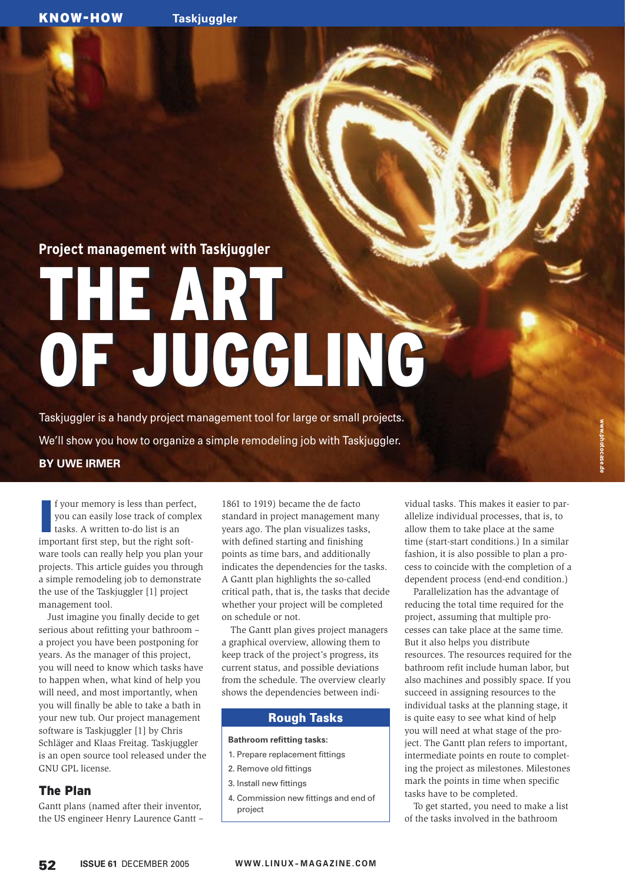Project management with Taskjuggler

# THE ART OF JUGGLING

Taskjuggler is a handy project management tool for large or small projects. We'll show you how to organize a simple remodeling job with Taskjuggler.

**BY UWE IRMER**

If your memory is less than perfect, you can easily lose track of complex tasks. A written to-do list is an important first step, but the right software tools can really help you plan your projects. This article guides you through a simple remodeling job to demonstrate the use of the Taskjuggler [1] project management tool.

Just imagine you finally decide to get serious about refitting your bathroom – a project you have been postponing for years. As the manager of this project, you will need to know which tasks have to happen when, what kind of help you will need, and most importantly, when you will finally be able to take a bath in your new tub. Our project management software is Taskjuggler [1] by Chris Schläger and Klaas Freitag. Taskjuggler is an open source tool released under the GNU GPL license.

## The Plan

Gantt plans (named after their inventor, the US engineer Henry Laurence Gantt – 1861 to 1919) became the de facto standard in project management many years ago. The plan visualizes tasks, with defined starting and finishing points as time bars, and additionally indicates the dependencies for the tasks. A Gantt plan highlights the so-called critical path, that is, the tasks that decide whether your project will be completed on schedule or not.

The Gantt plan gives project managers a graphical overview, allowing them to keep track of the project's progress, its current status, and possible deviations from the schedule. The overview clearly shows the dependencies between individual tasks. This makes it easier to parallelize individual processes, that is, to allow them to take place at the same time (start-start conditions.) In a similar fashion, it is also possible to plan a process to coincide with the completion of a dependent process (end-end condition.)

Parallelization has the advantage of reducing the total time required for the project, assuming that multiple processes can take place at the same time. But it also helps you distribute resources. The resources required for the bathroom refit include human labor, but also machines and possibly space. If you succeed in assigning resources to the individual tasks at the planning stage, it is quite easy to see what kind of help you will need at what stage of the project. The Gantt plan refers to important, intermediate points en route to completing the project as milestones. Milestones mark the points in time when specific tasks have to be completed.

To get started, you need to make a list of the tasks involved in the bathroom

### Rough Tasks

**Bathroom refitting tasks:**

1. Prepare replacement fittings
2. Remove old fittings
3. Install new fittings
4. Commission new fittings and end of project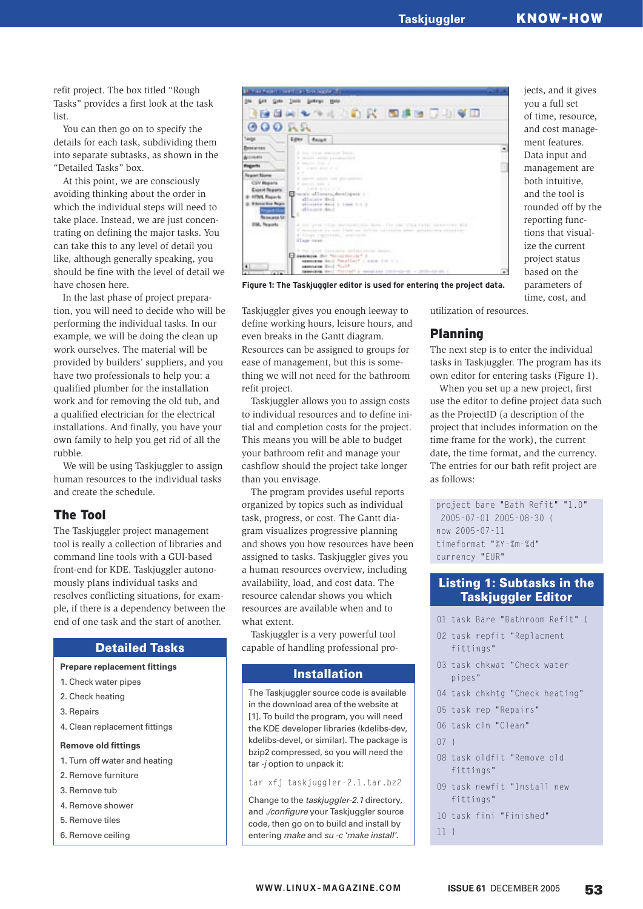refit project. The box titled "Rough Tasks" provides a first look at the task list.

You can then go on to specify the details for each task, subdividing them into separate subtasks, as shown in the "Detailed Tasks" box.

At this point, we are consciously avoiding thinking about the order in which the individual steps will need to take place. Instead, we are just concentrating on defining the major tasks. You can take this to any level of detail you like, although generally speaking, you should be fine with the level of detail we have chosen here.

In the last phase of project preparation, you will need to decide who will be performing the individual tasks. In our example, we will be doing the clean up work ourselves. The material will be provided by builders' suppliers, and you have two professionals to help you: a qualified plumber for the installation work and for removing the old tub, and a qualified electrician for the electrical installations. And finally, you have your own family to help you get rid of all the rubble.

We will be using Taskjuggler to assign human resources to the individual tasks and create the schedule.

## The Tool

The Taskjuggler project management tool is really a collection of libraries and command line tools with a GUI-based front-end for KDE. Taskjuggler autonomously plans individual tasks and resolves conflicting situations, for example, if there is a dependency between the end of one task and the start of another.

### Detailed Tasks

**Prepare replacement fittings**

1. Check water pipes
2. Check heating
3. Repairs
4. Clean replacement fittings

**Remove old fittings**

1. Turn off water and heating
2. Remove furniture
3. Remove tub
4. Remove shower
5. Remove tiles
6. Remove ceiling

Figure 1: The Taskjuggler editor is used for entering the project data.

Taskjuggler gives you enough leeway to define working hours, leisure hours, and even breaks in the Gantt diagram. Resources can be assigned to groups for ease of management, but this is something we will not need for the bathroom refit project.

Taskjuggler allows you to assign costs to individual resources and to define initial and completion costs for the project. This means you will be able to budget your bathroom refit and manage your cashflow should the project take longer than you envisage.

The program provides useful reports organized by topics such as individual task, progress, or cost. The Gantt diagram visualizes progressive planning and shows you how resources have been assigned to tasks. Taskjuggler gives you a human resources overview, including availability, load, and cost data. The resource calendar shows you which resources are available when and to what extent.

Taskjuggler is a very powerful tool capable of handling professional projects, and it gives you a full set of time, resource, and cost management features. Data input and management are both intuitive, and the tool is rounded off by the reporting functions that visualize the current project status based on the parameters of time, cost, and utilization of resources.

### Installation

The Taskjuggler source code is available in the download area of the website at [1]. To build the program, you will need the KDE developer libraries (kdelibs-dev, kdelibs-devel, or similar). The package is bzip2 compressed, so you will need the tar *-j* option to unpack it:

```
tar xfj taskjuggler-2.1.tar.bz2
```

Change to the *taskjuggler-2.1* directory, and *./configure* your Taskjuggler source code, then go on to build and install by entering *make* and *su -c 'make install'*.

## Planning

The next step is to enter the individual tasks in Taskjuggler. The program has its own editor for entering tasks (Figure 1).

When you set up a new project, first use the editor to define project data such as the ProjectID (a description of the project that includes information on the time frame for the work), the current date, the time format, and the currency. The entries for our bath refit project are as follows:

```
project bare "Bath Refit" "1.0"
 2005-07-01 2005-08-30 {
now 2005-07-11
timeformat "%Y-%m-%d"
currency "EUR"
```

### Listing 1: Subtasks in the Taskjuggler Editor

```
01 task Bare "Bathroom Refit" {
02 task repfit "Replacment
   fittings"
03 task chkwat "Check water
   pipes"
04 task chkhtg "Check heating"
05 task rep "Repairs"
06 task cln "Clean"
07 }
08 task oldfit "Remove old
   fittings"
09 task newfit "Install new
   fittings"
10 task fini "Finished"
11 }
```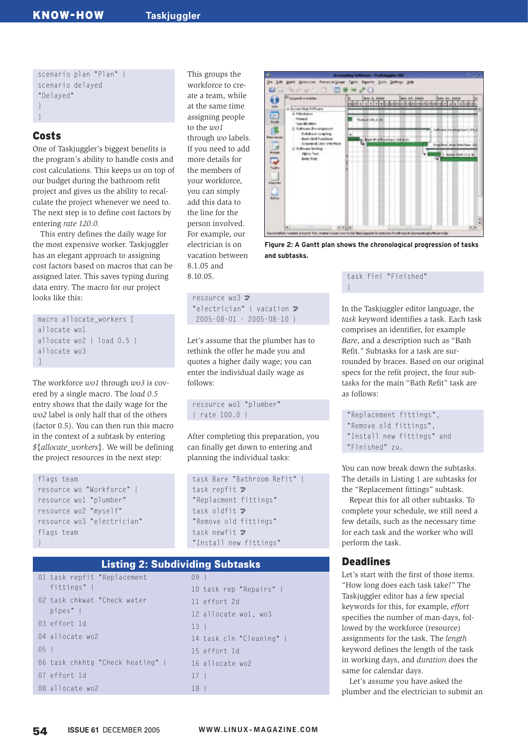```
scenario plan "Plan" {
scenario delayed
"Delayed"
}
}
```

## Costs

One of Taskjuggler's biggest benefits is the program's ability to handle costs and cost calculations. This keeps us on top of our budget during the bathroom refit project and gives us the ability to recalculate the project whenever we need to. The next step is to define cost factors by entering *rate 120.0.*

This entry defines the daily wage for the most expensive worker. Taskjuggler has an elegant approach to assigning cost factors based on macros that can be assigned later. This saves typing during data entry. The macro for our project looks like this:

```
macro allocate_workers [
allocate wo1
allocate wo2 { load 0.5 }
allocate wo3
]
```

The workforce *wo1* through *wo3* is covered by a single macro. The *load 0.5* entry shows that the daily wage for the *wo2* label is only half that of the others (factor 0.5). You can then run this macro in the context of a subtask by entering *${allocate_workers}*. We will be defining the project resources in the next step:

```
flags team
resource wo "Workforce" {
resource wo1 "plumber"
resource wo2 "myself"
resource wo3 "electrician"
flags team
}
```

This groups the workforce to create a team, while at the same time assigning people to the *wo1* through *wo* labels. If you need to add more details for the members of your workforce, you can simply add this data to the line for the person involved. For example, our electrician is on vacation between 8.1.05 and 8.10.05.

```
resource wo3 ➢
"electrician" { vacation ➢
 2005-08-01 - 2005-08-10 }
```

Let's assume that the plumber has to rethink the offer he made you and quotes a higher daily wage; you can enter the individual daily wage as follows:

```
resource wo1 "plumber"
{ rate 100.0 }
```

After completing this preparation, you can finally get down to entering and planning the individual tasks:

```
task Bare "Bathroom Refit" {
task repfit ➢
"Replacment fittings"
task oldfit ➢
"Remove old fittings"
task newfit ➢
"Install new fittings"
```

**Figure 2: A Gantt plan shows the chronological progression of tasks and subtasks.**

```
task fini "Finished"
}
```

In the Taskjuggler editor language, the *task* keyword identifies a task. Each task comprises an identifier, for example *Bare*, and a description such as "Bath Refit." Subtasks for a task are surrounded by braces. Based on our original specs for the refit project, the four subtasks for the main "Bath Refit" task are as follows:

```
"Replacement fittings",
"Remove old fittings",
"Install new fittings" and
"Finished" zu.
```

You can now break down the subtasks. The details in Listing 1 are subtasks for the "Replacement fittings" subtask.

Repeat this for all other subtasks. To complete your schedule, we still need a few details, such as the necessary time for each task and the worker who will perform the task.

## Deadlines

Let's start with the first of those items. "How long does each task take?" The Taskjuggler editor has a few special keywords for this, for example, *effort* specifies the number of man-days, followed by the workforce (resource) assignments for the task. The *length* keyword defines the length of the task in working days, and *duration* does the same for calendar days.

Let's assume you have asked the plumber and the electrician to submit an

### Listing 2: Subdividing Subtasks

```
01 task repfit "Replacement
   fittings" {
02 task chkwat "Check water
   pipes" {
03 effort 1d
04 allocate wo2
05 }
06 task chkhtg "Check heating" {
07 effort 1d
08 allocate wo2
09 }
10 task rep "Repairs" {
11 effort 2d
12 allocate wo1, wo3
13 }
14 task cln "Cleaning" {
15 effort 1d
16 allocate wo2
17 }
18 }
```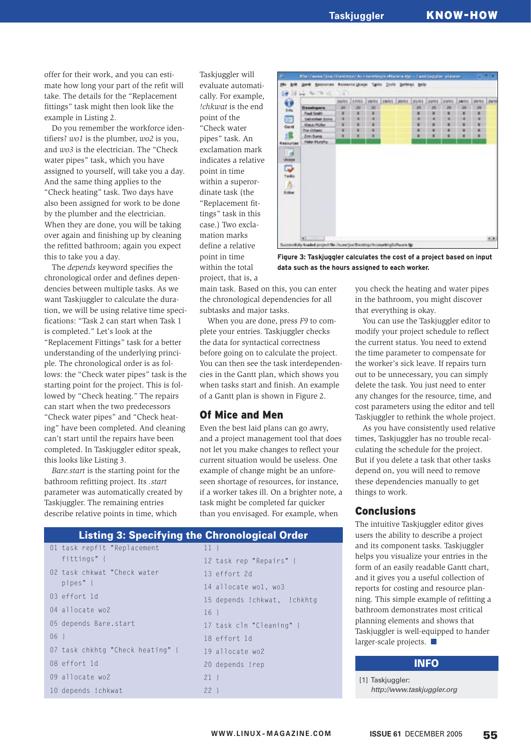offer for their work, and you can estimate how long your part of the refit will take. The details for the "Replacement fittings" task might then look like the example in Listing 2.

Do you remember the workforce identifiers? *wo1* is the plumber, *wo2* is you, and *wo3* is the electrician. The "Check water pipes" task, which you have assigned to yourself, will take you a day. And the same thing applies to the "Check heating" task. Two days have also been assigned for work to be done by the plumber and the electrician. When they are done, you will be taking over again and finishing up by cleaning the refitted bathroom; again you expect this to take you a day.

The *depends* keyword specifies the chronological order and defines dependencies between multiple tasks. As we want Taskjuggler to calculate the duration, we will be using relative time specifications: "Task 2 can start when Task 1 is completed." Let's look at the "Replacement Fittings" task for a better understanding of the underlying principle. The chronological order is as follows: the "Check water pipes" task is the starting point for the project. This is followed by "Check heating." The repairs can start when the two predecessors "Check water pipes" and "Check heating" have been completed. And cleaning can't start until the repairs have been completed. In Taskjuggler editor speak, this looks like Listing 3.

*Bare.start* is the starting point for the bathroom refitting project. Its *.start* parameter was automatically created by Taskjuggler. The remaining entries describe relative points in time, which Taskjuggler will evaluate automatically. For example, *!chkwat* is the end point of the "Check water pipes" task. An exclamation mark indicates a relative point in time within a superordinate task (the "Replacement fittings" task in this case.) Two exclamation marks define a relative point in time within the total project, that is, a main task. Based on this, you can enter the chronological dependencies for all subtasks and major tasks.

When you are done, press *F9* to complete your entries. Taskjuggler checks the data for syntactical correctness before going on to calculate the project. You can then see the task interdependencies in the Gantt plan, which shows you when tasks start and finish. An example of a Gantt plan is shown in Figure 2.

Figure 3: Taskjuggler calculates the cost of a project based on input data such as the hours assigned to each worker.

## Of Mice and Men

Even the best laid plans can go awry, and a project management tool that does not let you make changes to reflect your current situation would be useless. One example of change might be an unforeseen shortage of resources, for instance, if a worker takes ill. On a brighter note, a task might be completed far quicker than you envisaged. For example, when you check the heating and water pipes in the bathroom, you might discover that everything is okay.

You can use the Taskjuggler editor to modify your project schedule to reflect the current status. You need to extend the time parameter to compensate for the worker's sick leave. If repairs turn out to be unnecessary, you can simply delete the task. You just need to enter any changes for the resource, time, and cost parameters using the editor and tell Taskjuggler to rethink the whole project.

As you have consistently used relative times, Taskjuggler has no trouble recalculating the schedule for the project. But if you delete a task that other tasks depend on, you will need to remove these dependencies manually to get things to work.

### Listing 3: Specifying the Chronological Order

```
01 task repfit "Replacement
   fittings" {
02 task chkwat "Check water
   pipes" {
03 effort 1d
04 allocate wo2
05 depends Bare.start
06 }
07 task chkhtg "Check heating" {
08 effort 1d
09 allocate wo2
10 depends !chkwat
11 }
12 task rep "Repairs" {
13 effort 2d
14 allocate wo1, wo3
15 depends !chkwat,  !chkhtg
16 }
17 task cln "Cleaning" {
18 effort 1d
19 allocate wo2
20 depends !rep
21 }
22 }
```

## Conclusions

The intuitive Taskjuggler editor gives users the ability to describe a project and its component tasks. Taskjuggler helps you visualize your entries in the form of an easily readable Gantt chart, and it gives you a useful collection of reports for costing and resource planning. This simple example of refitting a bathroom demonstrates most critical planning elements and shows that Taskjuggler is well-equipped to hander larger-scale projects. ■

### INFO

[1] Taskjuggler: *http://www.taskjuggler.org*